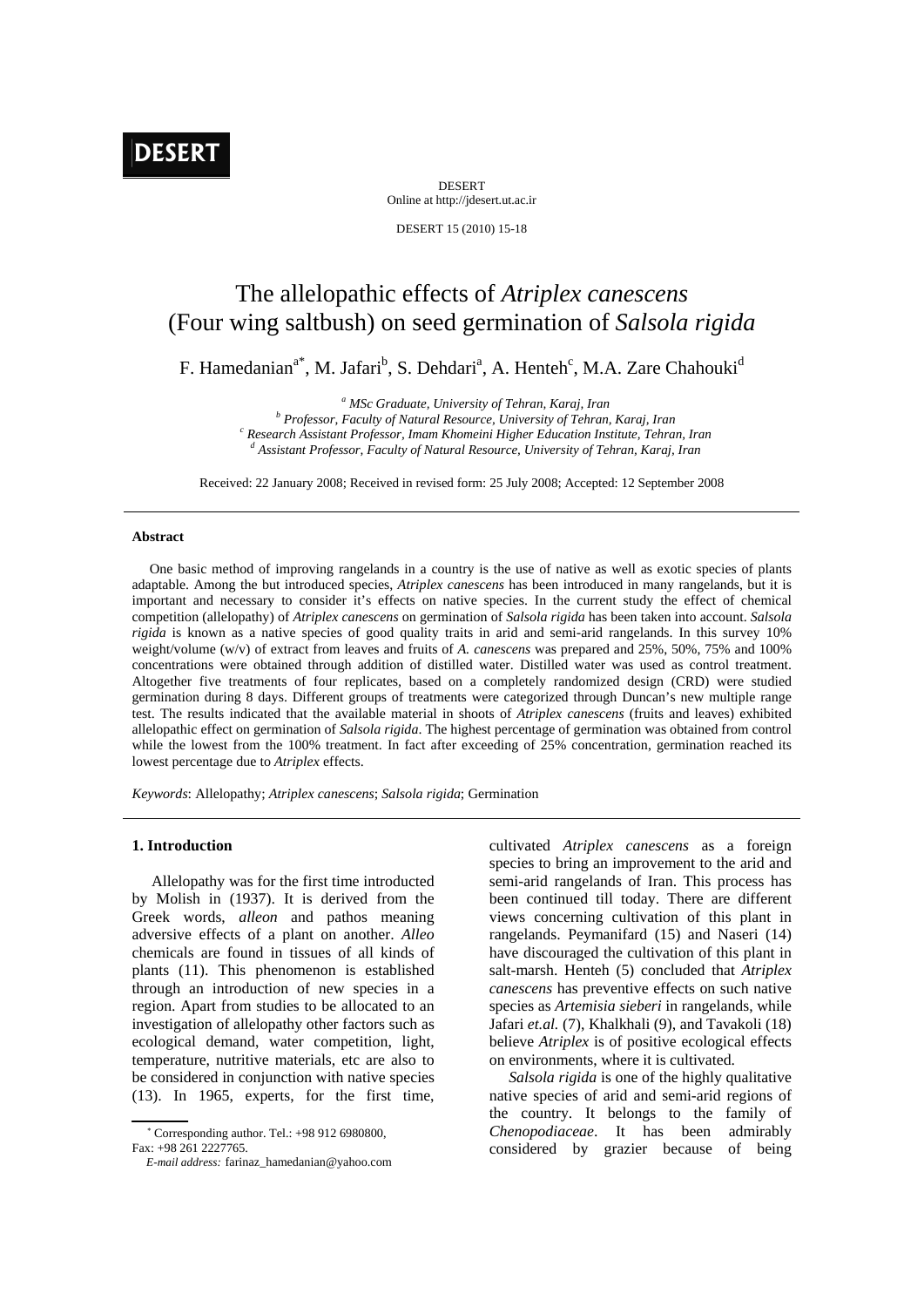# The allelopathic effects of *Atriplex canescens* (Four wing saltbush) on seed germination of *Salsola rigida*

F. Hamedanian[a*], M. Jafari[b], S. Dehdari[a], A. Henteh[c], M.A. Zare Chahouki[d]

[a] *MSc Graduate, University of Tehran, Karaj, Iran*
[b] *Professor, Faculty of Natural Resource, University of Tehran, Karaj, Iran*
[c] *Research Assistant Professor, Imam Khomeini Higher Education Institute, Tehran, Iran*
[d] *Assistant Professor, Faculty of Natural Resource, University of Tehran, Karaj, Iran*

Received: 22 January 2008; Received in revised form: 25 July 2008; Accepted: 12 September 2008

**Abstract**

One basic method of improving rangelands in a country is the use of native as well as exotic species of plants adaptable. Among the but introduced species, *Atriplex canescens* has been introduced in many rangelands, but it is important and necessary to consider it's effects on native species. In the current study the effect of chemical competition (allelopathy) of *Atriplex canescens* on germination of *Salsola rigida* has been taken into account. *Salsola rigida* is known as a native species of good quality traits in arid and semi-arid rangelands. In this survey 10% weight/volume (w/v) of extract from leaves and fruits of *A. canescens* was prepared and 25%, 50%, 75% and 100% concentrations were obtained through addition of distilled water. Distilled water was used as control treatment. Altogether five treatments of four replicates, based on a completely randomized design (CRD) were studied germination during 8 days. Different groups of treatments were categorized through Duncan's new multiple range test. The results indicated that the available material in shoots of *Atriplex canescens* (fruits and leaves) exhibited allelopathic effect on germination of *Salsola rigida*. The highest percentage of germination was obtained from control while the lowest from the 100% treatment. In fact after exceeding of 25% concentration, germination reached its lowest percentage due to *Atriplex* effects.

*Keywords*: Allelopathy; *Atriplex canescens*; *Salsola rigida*; Germination

## 1. Introduction

Allelopathy was for the first time introducted by Molish in (1937). It is derived from the Greek words, *alleon* and pathos meaning adversive effects of a plant on another. *Alleo* chemicals are found in tissues of all kinds of plants (11). This phenomenon is established through an introduction of new species in a region. Apart from studies to be allocated to an investigation of allelopathy other factors such as ecological demand, water competition, light, temperature, nutritive materials, etc are also to be considered in conjunction with native species (13). In 1965, experts, for the first time, cultivated *Atriplex canescens* as a foreign species to bring an improvement to the arid and semi-arid rangelands of Iran. This process has been continued till today. There are different views concerning cultivation of this plant in rangelands. Peymanifard (15) and Naseri (14) have discouraged the cultivation of this plant in salt-marsh. Henteh (5) concluded that *Atriplex canescens* has preventive effects on such native species as *Artemisia sieberi* in rangelands, while Jafari *et.al.* (7), Khalkhali (9), and Tavakoli (18) believe *Atriplex* is of positive ecological effects on environments, where it is cultivated.

*Salsola rigida* is one of the highly qualitative native species of arid and semi-arid regions of the country. It belongs to the family of *Chenopodiaceae*. It has been admirably considered by grazier because of being

[*] Corresponding author. Tel.: +98 912 6980800, Fax: +98 261 2227765.
*E-mail address:* farinaz_hamedanian@yahoo.com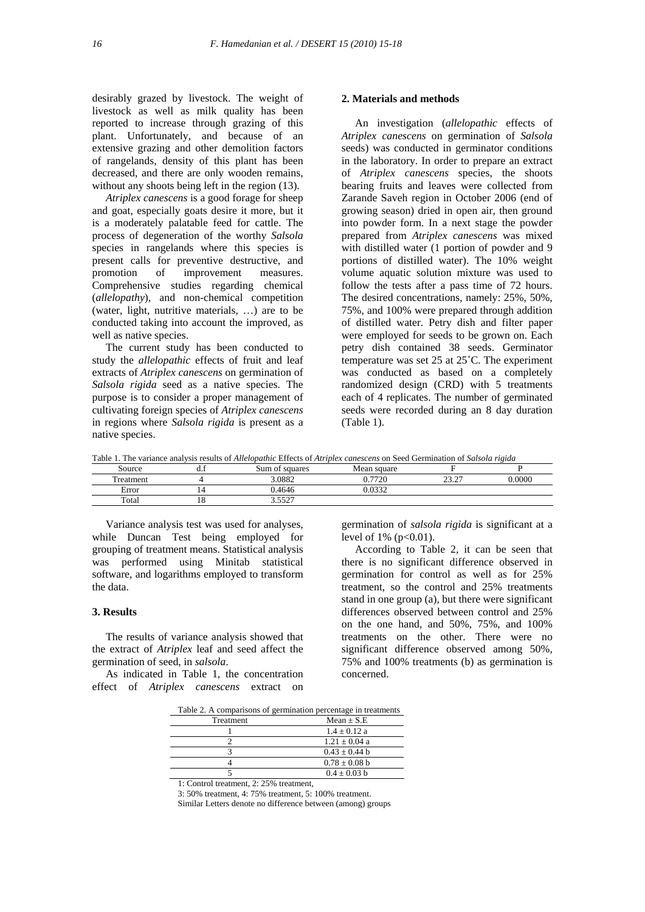desirably grazed by livestock. The weight of livestock as well as milk quality has been reported to increase through grazing of this plant. Unfortunately, and because of an extensive grazing and other demolition factors of rangelands, density of this plant has been decreased, and there are only wooden remains, without any shoots being left in the region (13).

*Atriplex canescens* is a good forage for sheep and goat, especially goats desire it more, but it is a moderately palatable feed for cattle. The process of degeneration of the worthy *Salsola* species in rangelands where this species is present calls for preventive destructive, and promotion of improvement measures. Comprehensive studies regarding chemical (*allelopathy*), and non-chemical competition (water, light, nutritive materials, …) are to be conducted taking into account the improved, as well as native species.

The current study has been conducted to study the *allelopathic* effects of fruit and leaf extracts of *Atriplex canescens* on germination of *Salsola rigida* seed as a native species. The purpose is to consider a proper management of cultivating foreign species of *Atriplex canescens* in regions where *Salsola rigida* is present as a native species.

## 2. Materials and methods

An investigation (*allelopathic* effects of *Atriplex canescens* on germination of *Salsola* seeds) was conducted in germinator conditions in the laboratory. In order to prepare an extract of *Atriplex canescens* species, the shoots bearing fruits and leaves were collected from Zarande Saveh region in October 2006 (end of growing season) dried in open air, then ground into powder form. In a next stage the powder prepared from *Atriplex canescens* was mixed with distilled water (1 portion of powder and 9 portions of distilled water). The 10% weight volume aquatic solution mixture was used to follow the tests after a pass time of 72 hours. The desired concentrations, namely: 25%, 50%, 75%, and 100% were prepared through addition of distilled water. Petry dish and filter paper were employed for seeds to be grown on. Each petry dish contained 38 seeds. Germinator temperature was set 25 at 25˚C. The experiment was conducted as based on a completely randomized design (CRD) with 5 treatments each of 4 replicates. The number of germinated seeds were recorded during an 8 day duration (Table 1).

Table 1. The variance analysis results of *Allelopathic* Effects of *Atriplex canescens* on Seed Germination of *Salsola rigida*

| Source | d.f | Sum of squares | Mean square | F | P |
|---|---|---|---|---|---|
| Treatment | 4 | 3.0882 | 0.7720 | 23.27 | 0.0000 |
| Error | 14 | 0.4646 | 0.0332 | | |
| Total | 18 | 3.5527 | | | |

Variance analysis test was used for analyses, while Duncan Test being employed for grouping of treatment means. Statistical analysis was performed using Minitab statistical software, and logarithms employed to transform the data.

## 3. Results

The results of variance analysis showed that the extract of *Atriplex* leaf and seed affect the germination of seed, in *salsola*.

As indicated in Table 1, the concentration effect of *Atriplex canescens* extract on germination of *salsola rigida* is significant at a level of 1% ($p<0.01$).

According to Table 2, it can be seen that there is no significant difference observed in germination for control as well as for 25% treatment, so the control and 25% treatments stand in one group (a), but there were significant differences observed between control and 25% on the one hand, and 50%, 75%, and 100% treatments on the other. There were no significant difference observed among 50%, 75% and 100% treatments (b) as germination is concerned.

Table 2. A comparisons of germination percentage in treatments

| Treatment | Mean ± S.E |
|---|---|
| 1 | 1.4 ± 0.12 a |
| 2 | 1.21 ± 0.04 a |
| 3 | 0.43 ± 0.44 b |
| 4 | 0.78 ± 0.08 b |
| 5 | 0.4 ± 0.03 b |

1: Control treatment, 2: 25% treatment,
3: 50% treatment, 4: 75% treatment, 5: 100% treatment.
Similar Letters denote no difference between (among) groups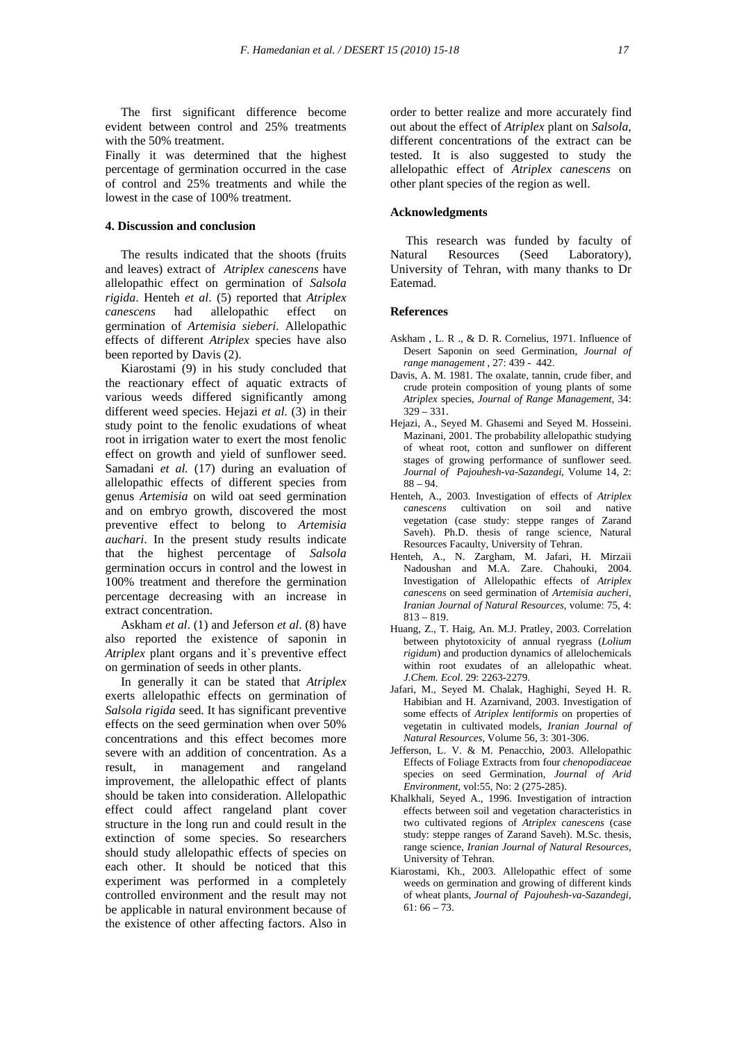The first significant difference become evident between control and 25% treatments with the 50% treatment.

Finally it was determined that the highest percentage of germination occurred in the case of control and 25% treatments and while the lowest in the case of 100% treatment.

## 4. Discussion and conclusion

The results indicated that the shoots (fruits and leaves) extract of *Atriplex canescens* have allelopathic effect on germination of *Salsola rigida*. Henteh *et al*. (5) reported that *Atriplex canescens* had allelopathic effect on germination of *Artemisia sieberi.* Allelopathic effects of different *Atriplex* species have also been reported by Davis (2).

Kiarostami (9) in his study concluded that the reactionary effect of aquatic extracts of various weeds differed significantly among different weed species. Hejazi *et al.* (3) in their study point to the fenolic exudations of wheat root in irrigation water to exert the most fenolic effect on growth and yield of sunflower seed. Samadani *et al.* (17) during an evaluation of allelopathic effects of different species from genus *Artemisia* on wild oat seed germination and on embryo growth, discovered the most preventive effect to belong to *Artemisia auchari*. In the present study results indicate that the highest percentage of *Salsola* germination occurs in control and the lowest in 100% treatment and therefore the germination percentage decreasing with an increase in extract concentration.

Askham *et al*. (1) and Jeferson *et al*. (8) have also reported the existence of saponin in *Atriplex* plant organs and it`s preventive effect on germination of seeds in other plants.

In generally it can be stated that *Atriplex* exerts allelopathic effects on germination of *Salsola rigida* seed. It has significant preventive effects on the seed germination when over 50% concentrations and this effect becomes more severe with an addition of concentration. As a result, in management and rangeland improvement, the allelopathic effect of plants should be taken into consideration. Allelopathic effect could affect rangeland plant cover structure in the long run and could result in the extinction of some species. So researchers should study allelopathic effects of species on each other. It should be noticed that this experiment was performed in a completely controlled environment and the result may not be applicable in natural environment because of the existence of other affecting factors. Also in order to better realize and more accurately find out about the effect of *Atriplex* plant on *Salsola*, different concentrations of the extract can be tested. It is also suggested to study the allelopathic effect of *Atriplex canescens* on other plant species of the region as well.

## Acknowledgments

This research was funded by faculty of Natural Resources (Seed Laboratory), University of Tehran, with many thanks to Dr Eatemad.

## References

Askham , L. R ., & D. R. Cornelius, 1971. Influence of Desert Saponin on seed Germination, *Journal of range management* , 27: 439 - 442.

Davis, A. M. 1981. The oxalate, tannin, crude fiber, and crude protein composition of young plants of some *Atriplex* species, *Journal of Range Management*, 34: 329 – 331.

Hejazi, A., Seyed M. Ghasemi and Seyed M. Hosseini. Mazinani, 2001. The probability allelopathic studying of wheat root, cotton and sunflower on different stages of growing performance of sunflower seed. *Journal of Pajouhesh-va-Sazandegi*, Volume 14, 2: 88 – 94.

Henteh, A., 2003. Investigation of effects of *Atriplex canescens* cultivation on soil and native vegetation (case study: steppe ranges of Zarand Saveh). Ph.D. thesis of range science, Natural Resources Facaulty, University of Tehran.

Henteh, A., N. Zargham, M. Jafari, H. Mirzaii Nadoushan and M.A. Zare. Chahouki, 2004. Investigation of Allelopathic effects of *Atriplex canescens* on seed germination of *Artemisia aucheri*, *Iranian Journal of Natural Resources*, volume: 75, 4: 813 – 819.

Huang, Z., T. Haig, An. M.J. Pratley, 2003. Correlation between phytotoxicity of annual ryegrass (*Lolium rigidum*) and production dynamics of allelochemicals within root exudates of an allelopathic wheat. *J.Chem. Ecol*. 29: 2263-2279.

Jafari, M., Seyed M. Chalak, Haghighi, Seyed H. R. Habibian and H. Azarnivand, 2003. Investigation of some effects of *Atriplex lentiformis* on properties of vegetain in cultivated models, *Iranian Journal of Natural Resources*, Volume 56, 3: 301-306.

Jefferson, L. V. & M. Penacchio, 2003. Allelopathic Effects of Foliage Extracts from four *chenopodiaceae* species on seed Germination, *Journal of Arid Environment*, vol:55, No: 2 (275-285).

Khalkhali, Seyed A., 1996. Investigation of intraction effects between soil and vegetation characteristics in two cultivated regions of *Atriplex canescens* (case study: steppe ranges of Zarand Saveh). M.Sc. thesis, range science, *Iranian Journal of Natural Resources*, University of Tehran.

Kiarostami, Kh., 2003. Allelopathic effect of some weeds on germination and growing of different kinds of wheat plants, *Journal of Pajouhesh-va-Sazandegi*, 61: 66 – 73.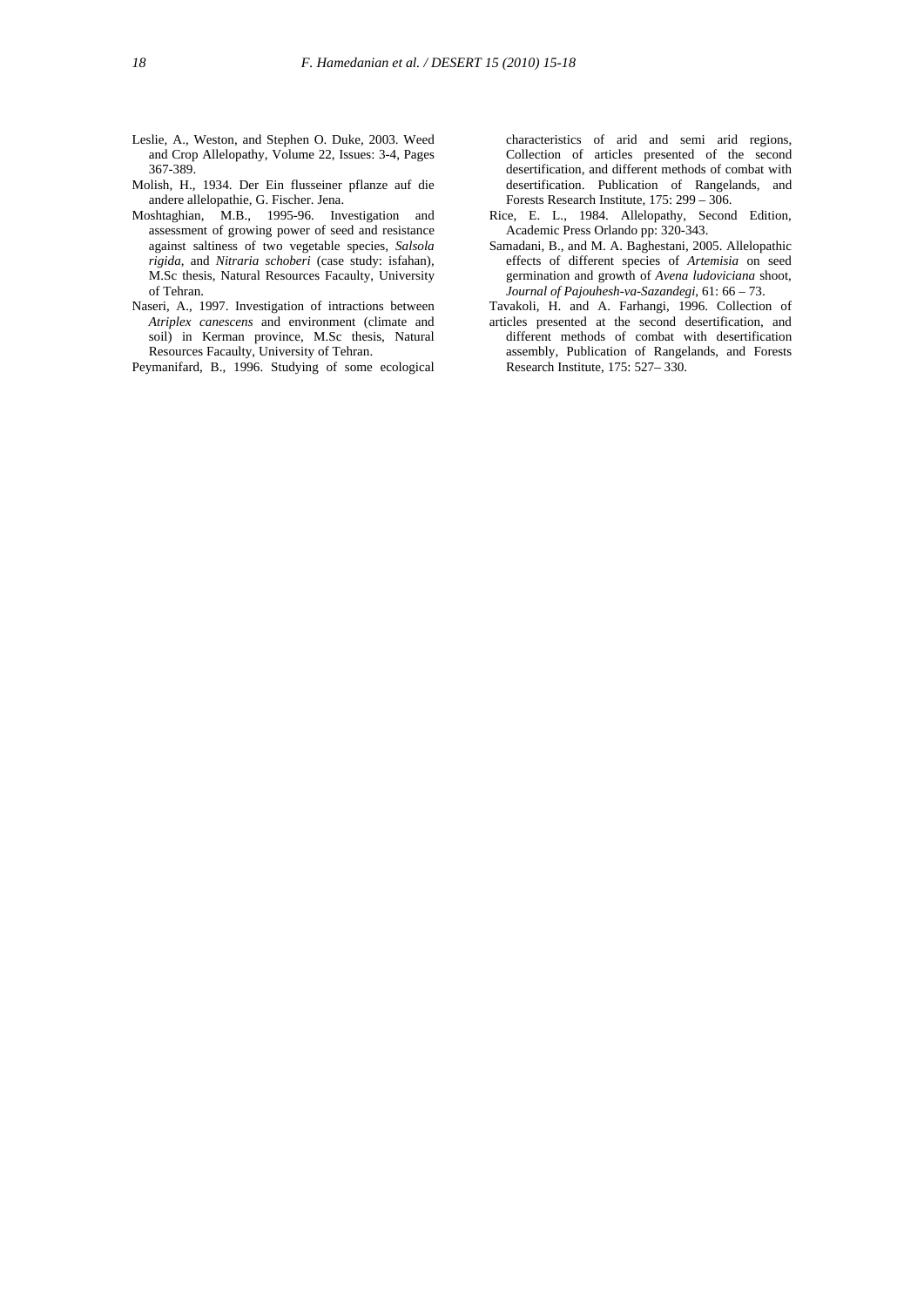Leslie, A., Weston, and Stephen O. Duke, 2003. Weed and Crop Allelopathy, Volume 22, Issues: 3-4, Pages 367-389.

Molish, H., 1934. Der Ein flusseiner pflanze auf die andere allelopathie, G. Fischer. Jena.

Moshtaghian, M.B., 1995-96. Investigation and assessment of growing power of seed and resistance against saltiness of two vegetable species, *Salsola rigida*, and *Nitraria schoberi* (case study: isfahan), M.Sc thesis, Natural Resources Facaulty, University of Tehran.

Naseri, A., 1997. Investigation of intractions between *Atriplex canescens* and environment (climate and soil) in Kerman province, M.Sc thesis, Natural Resources Facaulty, University of Tehran.

Peymanifard, B., 1996. Studying of some ecological characteristics of arid and semi arid regions, Collection of articles presented of the second desertification, and different methods of combat with desertification. Publication of Rangelands, and Forests Research Institute, 175: 299 – 306.

Rice, E. L., 1984. Allelopathy, Second Edition, Academic Press Orlando pp: 320-343.

Samadani, B., and M. A. Baghestani, 2005. Allelopathic effects of different species of *Artemisia* on seed germination and growth of *Avena ludoviciana* shoot, *Journal of Pajouhesh-va-Sazandegi*, 61: 66 – 73.

Tavakoli, H. and A. Farhangi, 1996. Collection of articles presented at the second desertification, and different methods of combat with desertification assembly, Publication of Rangelands, and Forests Research Institute, 175: 527– 330.